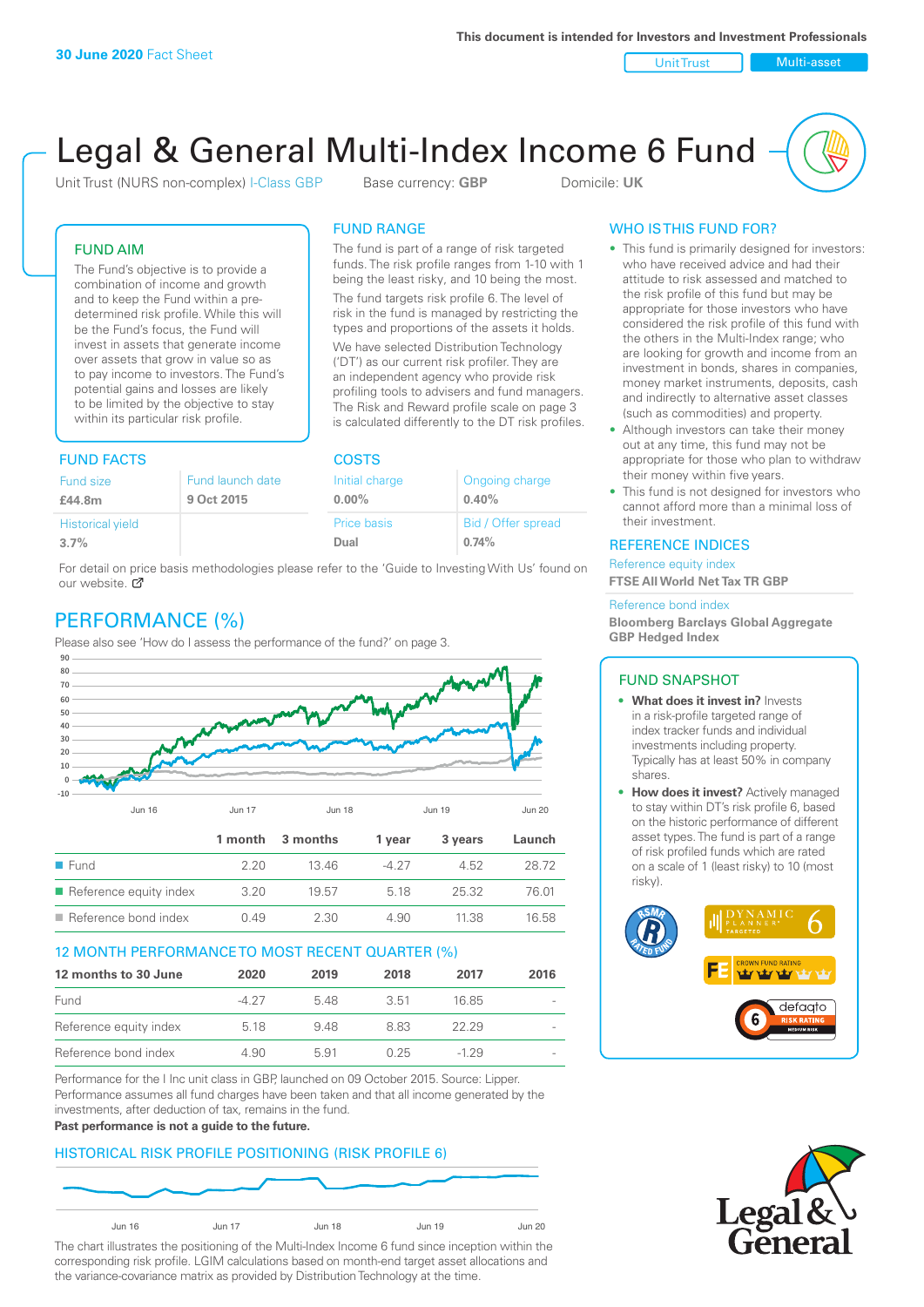**30 June 2020** Fact Sheet

This document is intended for Investors and Investment Professionals

Unit Trust | Multi-asset

# Legal & General Multi-Index Income 6 Fund

Unit Trust (NURS non-complex) I-Class GBP | Base currency: **GBP** | Domicile: **UK**

## FUND AIM

The Fund's objective is to provide a combination of income and growth and to keep the Fund within a pre-determined risk profile. While this will be the Fund's focus, the Fund will invest in assets that generate income over assets that grow in value so as to pay income to investors. The Fund's potential gains and losses are likely to be limited by the objective to stay within its particular risk profile.

## FUND RANGE

The fund is part of a range of risk targeted funds. The risk profile ranges from 1-10 with 1 being the least risky, and 10 being the most.

The fund targets risk profile 6. The level of risk in the fund is managed by restricting the types and proportions of the assets it holds.

We have selected Distribution Technology ('DT') as our current risk profiler. They are an independent agency who provide risk profiling tools to advisers and fund managers. The Risk and Reward profile scale on page 3 is calculated differently to the DT risk profiles.

## WHO IS THIS FUND FOR?

- This fund is primarily designed for investors: who have received advice and had their attitude to risk assessed and matched to the risk profile of this fund but may be appropriate for those investors who have considered the risk profile of this fund with the others in the Multi-Index range; who are looking for growth and income from an investment in bonds, shares in companies, money market instruments, deposits, cash and indirectly to alternative asset classes (such as commodities) and property.
- Although investors can take their money out at any time, this fund may not be appropriate for those who plan to withdraw their money within five years.
- This fund is not designed for investors who cannot afford more than a minimal loss of their investment.

## FUND FACTS

| Fund size | Fund launch date |
|---|---|
| **£44.8m** | **9 Oct 2015** |
| **Historical yield** | |
| **3.7%** | |

## COSTS

| Initial charge | Ongoing charge |
|---|---|
| **0.00%** | **0.40%** |
| **Price basis** | **Bid / Offer spread** |
| **Dual** | **0.74%** |

For detail on price basis methodologies please refer to the 'Guide to Investing With Us' found on our website.

## REFERENCE INDICES

Reference equity index
**FTSE All World Net Tax TR GBP**

Reference bond index
**Bloomberg Barclays Global Aggregate GBP Hedged Index**

## PERFORMANCE (%)

Please also see 'How do I assess the performance of the fund?' on page 3.

| | 1 month | 3 months | 1 year | 3 years | Launch |
|---|---|---|---|---|---|
| Fund | 2.20 | 13.46 | -4.27 | 4.52 | 28.72 |
| Reference equity index | 3.20 | 19.57 | 5.18 | 25.32 | 76.01 |
| Reference bond index | 0.49 | 2.30 | 4.90 | 11.38 | 16.58 |

## 12 MONTH PERFORMANCE TO MOST RECENT QUARTER (%)

| 12 months to 30 June | 2020 | 2019 | 2018 | 2017 | 2016 |
|---|---|---|---|---|---|
| Fund | -4.27 | 5.48 | 3.51 | 16.85 | - |
| Reference equity index | 5.18 | 9.48 | 8.83 | 22.29 | - |
| Reference bond index | 4.90 | 5.91 | 0.25 | -1.29 | - |

Performance for the I Inc unit class in GBP, launched on 09 October 2015. Source: Lipper. Performance assumes all fund charges have been taken and that all income generated by the investments, after deduction of tax, remains in the fund.

**Past performance is not a guide to the future.**

## FUND SNAPSHOT

- **What does it invest in?** Invests in a risk-profile targeted range of index tracker funds and individual investments including property. Typically has at least 50% in company shares.
- **How does it invest?** Actively managed to stay within DT's risk profile 6, based on the historic performance of different asset types. The fund is part of a range of risk profiled funds which are rated on a scale of 1 (least risky) to 10 (most risky).

## HISTORICAL RISK PROFILE POSITIONING (RISK PROFILE 6)

The chart illustrates the positioning of the Multi-Index Income 6 fund since inception within the corresponding risk profile. LGIM calculations based on month-end target asset allocations and the variance-covariance matrix as provided by Distribution Technology at the time.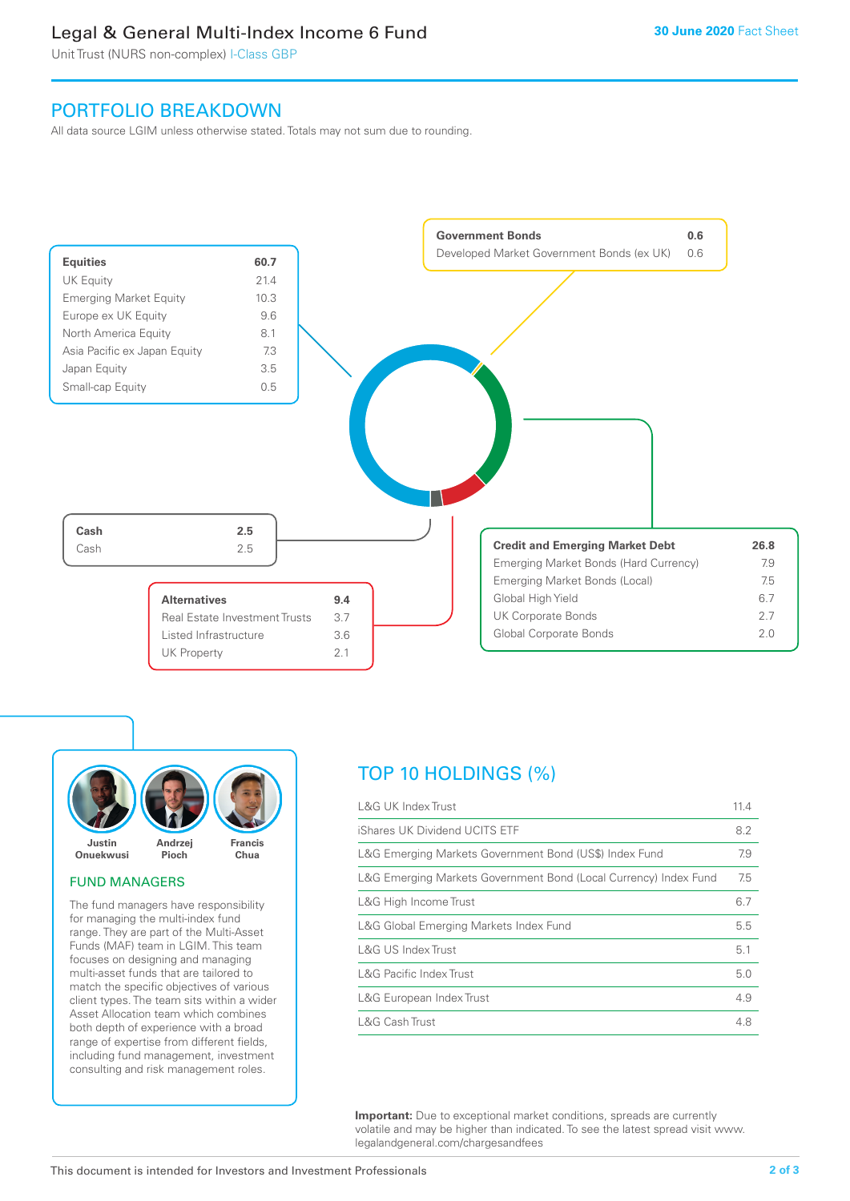# Legal & General Multi-Index Income 6 Fund

Unit Trust (NURS non-complex) I-Class GBP

30 June 2020 Fact Sheet

## PORTFOLIO BREAKDOWN

All data source LGIM unless otherwise stated. Totals may not sum due to rounding.

| Equities | 60.7 |
|---|---|
| UK Equity | 21.4 |
| Emerging Market Equity | 10.3 |
| Europe ex UK Equity | 9.6 |
| North America Equity | 8.1 |
| Asia Pacific ex Japan Equity | 7.3 |
| Japan Equity | 3.5 |
| Small-cap Equity | 0.5 |

| Government Bonds | 0.6 |
|---|---|
| Developed Market Government Bonds (ex UK) | 0.6 |

| Cash | 2.5 |
|---|---|
| Cash | 2.5 |

| Alternatives | 9.4 |
|---|---|
| Real Estate Investment Trusts | 3.7 |
| Listed Infrastructure | 3.6 |
| UK Property | 2.1 |

| Credit and Emerging Market Debt | 26.8 |
|---|---|
| Emerging Market Bonds (Hard Currency) | 7.9 |
| Emerging Market Bonds (Local) | 7.5 |
| Global High Yield | 6.7 |
| UK Corporate Bonds | 2.7 |
| Global Corporate Bonds | 2.0 |

Justin Onuekwusi, Andrzej Pioch, Francis Chua

### FUND MANAGERS

The fund managers have responsibility for managing the multi-index fund range. They are part of the Multi-Asset Funds (MAF) team in LGIM. This team focuses on designing and managing multi-asset funds that are tailored to match the specific objectives of various client types. The team sits within a wider Asset Allocation team which combines both depth of experience with a broad range of expertise from different fields, including fund management, investment consulting and risk management roles.

## TOP 10 HOLDINGS (%)

| Holding | % |
|---|---|
| L&G UK Index Trust | 11.4 |
| iShares UK Dividend UCITS ETF | 8.2 |
| L&G Emerging Markets Government Bond (US$) Index Fund | 7.9 |
| L&G Emerging Markets Government Bond (Local Currency) Index Fund | 7.5 |
| L&G High Income Trust | 6.7 |
| L&G Global Emerging Markets Index Fund | 5.5 |
| L&G US Index Trust | 5.1 |
| L&G Pacific Index Trust | 5.0 |
| L&G European Index Trust | 4.9 |
| L&G Cash Trust | 4.8 |

**Important:** Due to exceptional market conditions, spreads are currently volatile and may be higher than indicated. To see the latest spread visit www.legalandgeneral.com/chargesandfees

This document is intended for Investors and Investment Professionals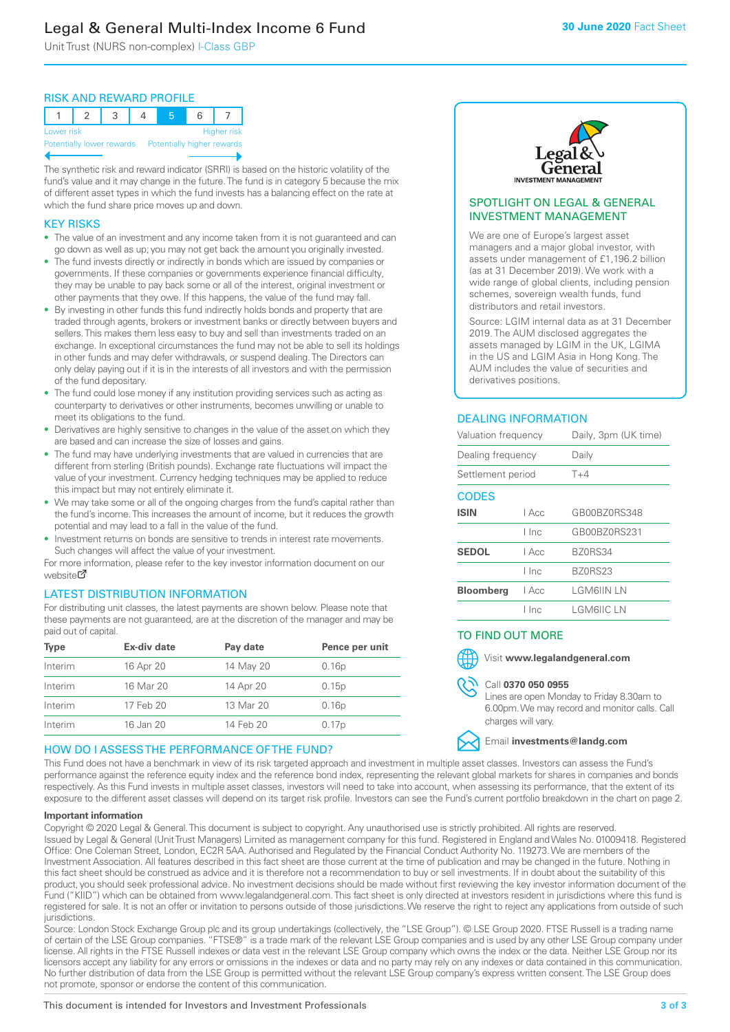# Legal & General Multi-Index Income 6 Fund

Unit Trust (NURS non-complex) I-Class GBP

**30 June 2020** Fact Sheet

## RISK AND REWARD PROFILE

| 1 | 2 | 3 | 4 | 5 | 6 | 7 |
|---|---|---|---|---|---|---|

Lower risk — Higher risk

Potentially lower rewards — Potentially higher rewards

The synthetic risk and reward indicator (SRRI) is based on the historic volatility of the fund's value and it may change in the future. The fund is in category 5 because the mix of different asset types in which the fund invests has a balancing effect on the rate at which the fund share price moves up and down.

## KEY RISKS

- The value of an investment and any income taken from it is not guaranteed and can go down as well as up; you may not get back the amount you originally invested.
- The fund invests directly or indirectly in bonds which are issued by companies or governments. If these companies or governments experience financial difficulty, they may be unable to pay back some or all of the interest, original investment or other payments that they owe. If this happens, the value of the fund may fall.
- By investing in other funds this fund indirectly holds bonds and property that are traded through agents, brokers or investment banks or directly between buyers and sellers. This makes them less easy to buy and sell than investments traded on an exchange. In exceptional circumstances the fund may not be able to sell its holdings in other funds and may defer withdrawals, or suspend dealing. The Directors can only delay paying out if it is in the interests of all investors and with the permission of the fund depositary.
- The fund could lose money if any institution providing services such as acting as counterparty to derivatives or other instruments, becomes unwilling or unable to meet its obligations to the fund.
- Derivatives are highly sensitive to changes in the value of the asset on which they are based and can increase the size of losses and gains.
- The fund may have underlying investments that are valued in currencies that are different from sterling (British pounds). Exchange rate fluctuations will impact the value of your investment. Currency hedging techniques may be applied to reduce this impact but may not entirely eliminate it.
- We may take some or all of the ongoing charges from the fund's capital rather than the fund's income. This increases the amount of income, but it reduces the growth potential and may lead to a fall in the value of the fund.
- Investment returns on bonds are sensitive to trends in interest rate movements. Such changes will affect the value of your investment.

For more information, please refer to the key investor information document on our website

## LATEST DISTRIBUTION INFORMATION

For distributing unit classes, the latest payments are shown below. Please note that these payments are not guaranteed, are at the discretion of the manager and may be paid out of capital.

| Type | Ex-div date | Pay date | Pence per unit |
|---|---|---|---|
| Interim | 16 Apr 20 | 14 May 20 | 0.16p |
| Interim | 16 Mar 20 | 14 Apr 20 | 0.15p |
| Interim | 17 Feb 20 | 13 Mar 20 | 0.16p |
| Interim | 16 Jan 20 | 14 Feb 20 | 0.17p |

## SPOTLIGHT ON LEGAL & GENERAL INVESTMENT MANAGEMENT

We are one of Europe's largest asset managers and a major global investor, with assets under management of £1,196.2 billion (as at 31 December 2019). We work with a wide range of global clients, including pension schemes, sovereign wealth funds, fund distributors and retail investors.

Source: LGIM internal data as at 31 December 2019. The AUM disclosed aggregates the assets managed by LGIM in the UK, LGIMA in the US and LGIM Asia in Hong Kong. The AUM includes the value of securities and derivatives positions.

## DEALING INFORMATION

| | |
|---|---|
| Valuation frequency | Daily, 3pm (UK time) |
| Dealing frequency | Daily |
| Settlement period | T+4 |

## CODES

| | | |
|---|---|---|
| **ISIN** | I Acc | GB00BZ0RS348 |
| | I Inc | GB00BZ0RS231 |
| **SEDOL** | I Acc | BZ0RS34 |
| | I Inc | BZ0RS23 |
| **Bloomberg** | I Acc | LGM6IIN LN |
| | I Inc | LGM6IIC LN |

## TO FIND OUT MORE

Visit **www.legalandgeneral.com**

Call **0370 050 0955**
Lines are open Monday to Friday 8.30am to 6.00pm. We may record and monitor calls. Call charges will vary.

Email **investments@landg.com**

## HOW DO I ASSESS THE PERFORMANCE OF THE FUND?

This Fund does not have a benchmark in view of its risk targeted approach and investment in multiple asset classes. Investors can assess the Fund's performance against the reference equity index and the reference bond index, representing the relevant global markets for shares in companies and bonds respectively. As this Fund invests in multiple asset classes, investors will need to take into account, when assessing its performance, that the extent of its exposure to the different asset classes will depend on its target risk profile. Investors can see the Fund's current portfolio breakdown in the chart on page 2.

**Important information**

Copyright © 2020 Legal & General. This document is subject to copyright. Any unauthorised use is strictly prohibited. All rights are reserved. Issued by Legal & General (Unit Trust Managers) Limited as management company for this fund. Registered in England and Wales No. 01009418. Registered Office: One Coleman Street, London, EC2R 5AA. Authorised and Regulated by the Financial Conduct Authority No. 119273. We are members of the Investment Association. All features described in this fact sheet are those current at the time of publication and may be changed in the future. Nothing in this fact sheet should be construed as advice and it is therefore not a recommendation to buy or sell investments. If in doubt about the suitability of this product, you should seek professional advice. No investment decisions should be made without first reviewing the key investor information document of the Fund ("KIID") which can be obtained from www.legalandgeneral.com. This fact sheet is only directed at investors resident in jurisdictions where this fund is registered for sale. It is not an offer or invitation to persons outside of those jurisdictions. We reserve the right to reject any applications from outside of such jurisdictions.

Source: London Stock Exchange Group plc and its group undertakings (collectively, the "LSE Group"). © LSE Group 2020. FTSE Russell is a trading name of certain of the LSE Group companies. "FTSE®" is a trade mark of the relevant LSE Group companies and is used by any other LSE Group company under license. All rights in the FTSE Russell indexes or data vest in the relevant LSE Group company which owns the index or the data. Neither LSE Group nor its licensors accept any liability for any errors or omissions in the indexes or data and no party may rely on any indexes or data contained in this communication. No further distribution of data from the LSE Group is permitted without the relevant LSE Group company's express written consent. The LSE Group does not promote, sponsor or endorse the content of this communication.

This document is intended for Investors and Investment Professionals